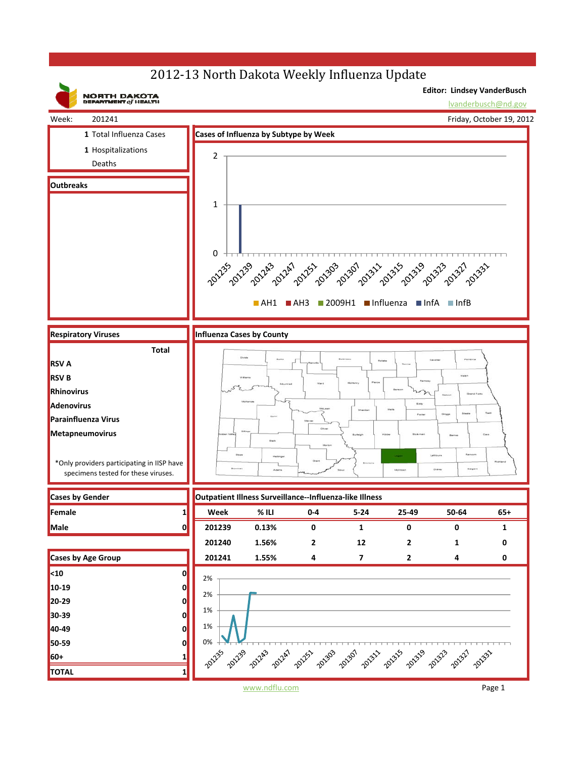# 2012-13 North Dakota Weekly Influenza Update

NORTH DAKOTA DEPARTMENT of HEALTH

**Editor: Lindsey VanderBusch**

lvanderbusch@nd.gov

Week: 201241

Friday, October 19, 2012

| | |
|---|---|
| 1 | Total Influenza Cases |
| 1 | Hospitalizations |
| | Deaths |

## Outbreaks

## Cases of Influenza by Subtype by Week

Legend: AH1, AH3, 2009H1, Influenza, InfA, InfB

## Respiratory Viruses

| | Total |
|---|---|
| RSV A | |
| RSV B | |
| Rhinovirus | |
| Adenovirus | |
| Parainfluenza Virus | |
| Metapneumovirus | |

*Only providers participating in IISP have specimens tested for these viruses.

## Influenza Cases by County

## Cases by Gender

| | |
|---|---|
| Female | 1 |
| Male | 0 |

## Cases by Age Group

| | |
|---|---|
| <10 | 0 |
| 10-19 | 0 |
| 20-29 | 0 |
| 30-39 | 0 |
| 40-49 | 0 |
| 50-59 | 0 |
| 60+ | 1 |
| **TOTAL** | 1 |

## Outpatient Illness Surveillance--Influenza-like Illness

| Week | % ILI | 0-4 | 5-24 | 25-49 | 50-64 | 65+ |
|---|---|---|---|---|---|---|
| 201239 | 0.13% | 0 | 1 | 0 | 0 | 1 |
| 201240 | 1.56% | 2 | 12 | 2 | 1 | 0 |
| 201241 | 1.55% | 4 | 7 | 2 | 4 | 0 |

www.ndflu.com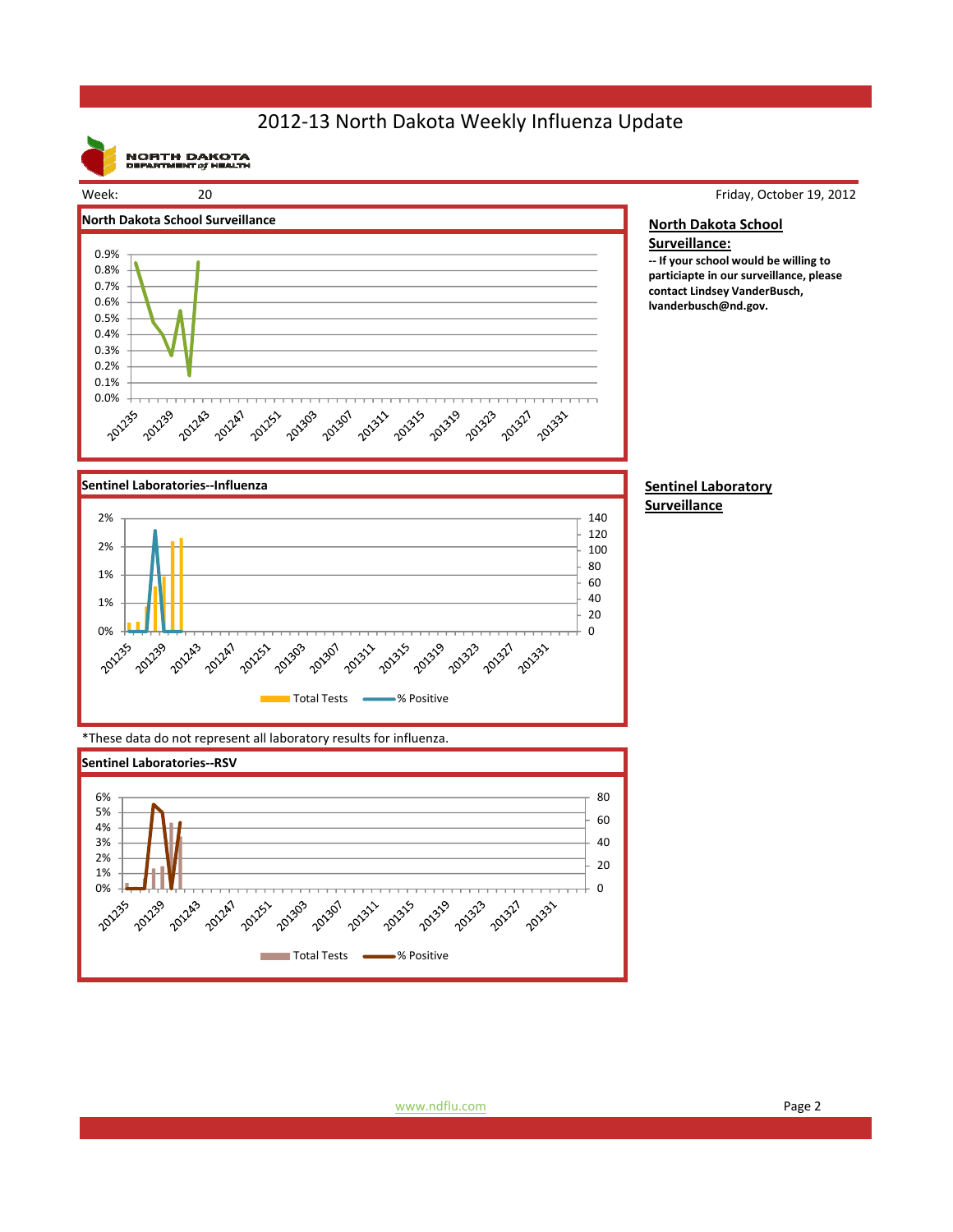# 2012-13 North Dakota Weekly Influenza Update

NORTH DAKOTA
DEPARTMENT of HEALTH

Week: 20

Friday, October 19, 2012

## North Dakota School Surveillance

0.9%
0.8%
0.7%
0.6%
0.5%
0.4%
0.3%
0.2%
0.1%
0.0%

201235 201239 201243 201247 201251 201303 201307 201311 201315 201319 201323 201327 201331

## North Dakota School Surveillance:

**-- If your school would be willing to particiapte in our surveillance, please contact Lindsey VanderBusch, lvanderbusch@nd.gov.**

## Sentinel Laboratories--Influenza

2%
2%
1%
1%
0%

140
120
100
80
60
40
20
0

201235 201239 201243 201247 201251 201303 201307 201311 201315 201319 201323 201327 201331

Total Tests
% Positive

## Sentinel Laboratory Surveillance

*These data do not represent all laboratory results for influenza.

## Sentinel Laboratories--RSV

6%
5%
4%
3%
2%
1%
0%

80
60
40
20
0

201235 201239 201243 201247 201251 201303 201307 201311 201315 201319 201323 201327 201331

Total Tests
% Positive

www.ndflu.com